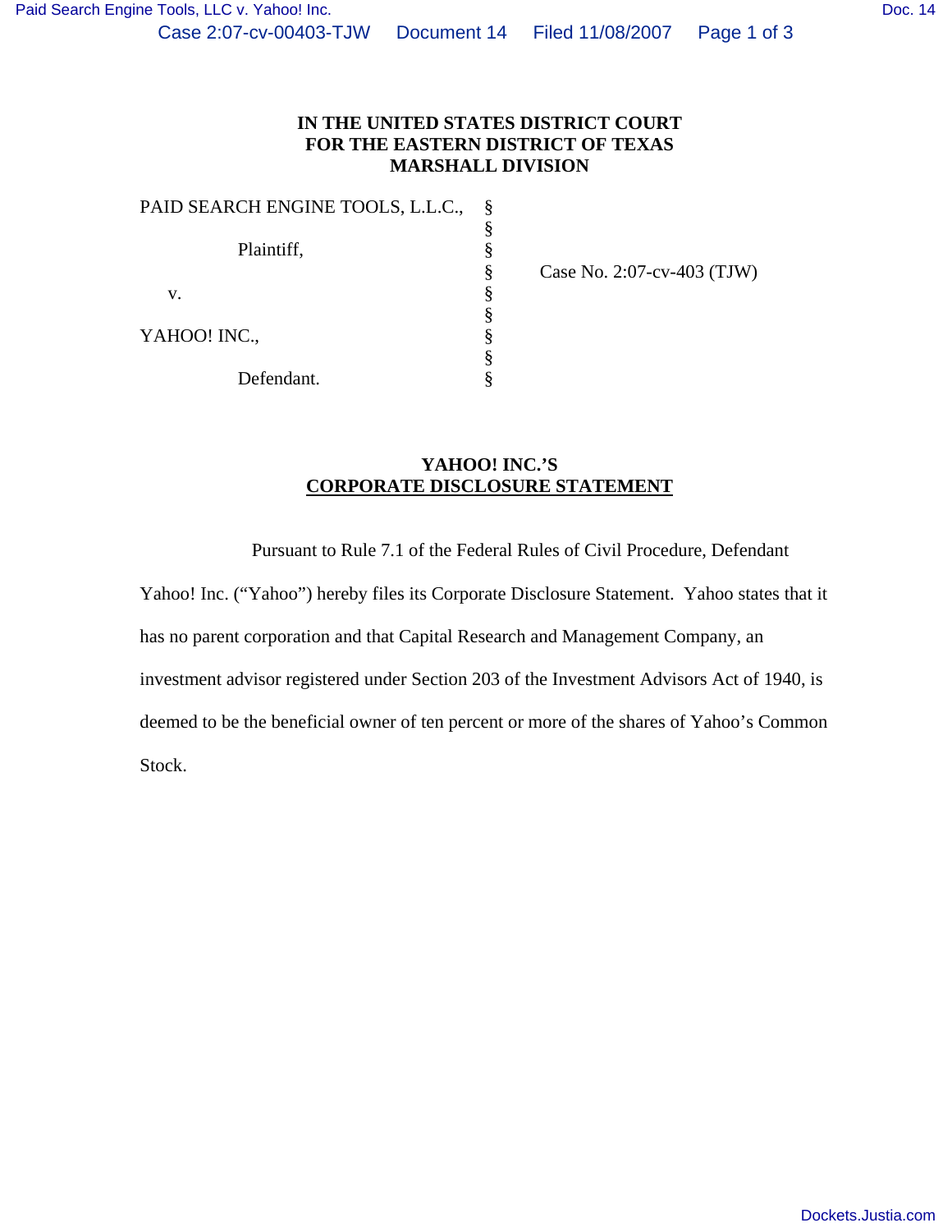**IN THE UNITED STATES DISTRICT COURT**
**FOR THE EASTERN DISTRICT OF TEXAS**
**MARSHALL DIVISION**

| | | |
|---|---|---|
| PAID SEARCH ENGINE TOOLS, L.L.C., | § | |
| | § | |
| Plaintiff, | § | |
| | § | Case No. 2:07-cv-403 (TJW) |
| v. | § | |
| | § | |
| YAHOO! INC., | § | |
| | § | |
| Defendant. | § | |

**YAHOO! INC.'S**
**CORPORATE DISCLOSURE STATEMENT**

Pursuant to Rule 7.1 of the Federal Rules of Civil Procedure, Defendant Yahoo! Inc. ("Yahoo") hereby files its Corporate Disclosure Statement. Yahoo states that it has no parent corporation and that Capital Research and Management Company, an investment advisor registered under Section 203 of the Investment Advisors Act of 1940, is deemed to be the beneficial owner of ten percent or more of the shares of Yahoo's Common Stock.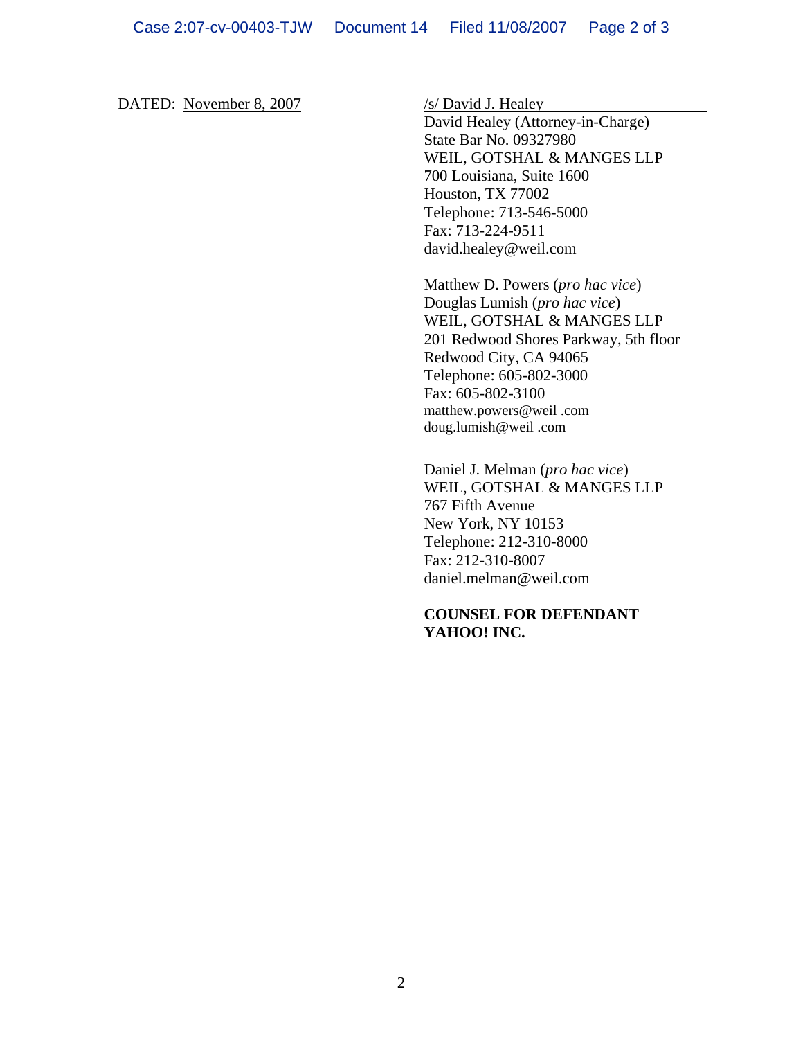DATED: November 8, 2007

/s/ David J. Healey
David Healey (Attorney-in-Charge)
State Bar No. 09327980
WEIL, GOTSHAL & MANGES LLP
700 Louisiana, Suite 1600
Houston, TX 77002
Telephone: 713-546-5000
Fax: 713-224-9511
david.healey@weil.com

Matthew D. Powers (*pro hac vice*)
Douglas Lumish (*pro hac vice*)
WEIL, GOTSHAL & MANGES LLP
201 Redwood Shores Parkway, 5th floor
Redwood City, CA 94065
Telephone: 605-802-3000
Fax: 605-802-3100
matthew.powers@weil .com
doug.lumish@weil .com

Daniel J. Melman (*pro hac vice*)
WEIL, GOTSHAL & MANGES LLP
767 Fifth Avenue
New York, NY 10153
Telephone: 212-310-8000
Fax: 212-310-8007
daniel.melman@weil.com

**COUNSEL FOR DEFENDANT YAHOO! INC.**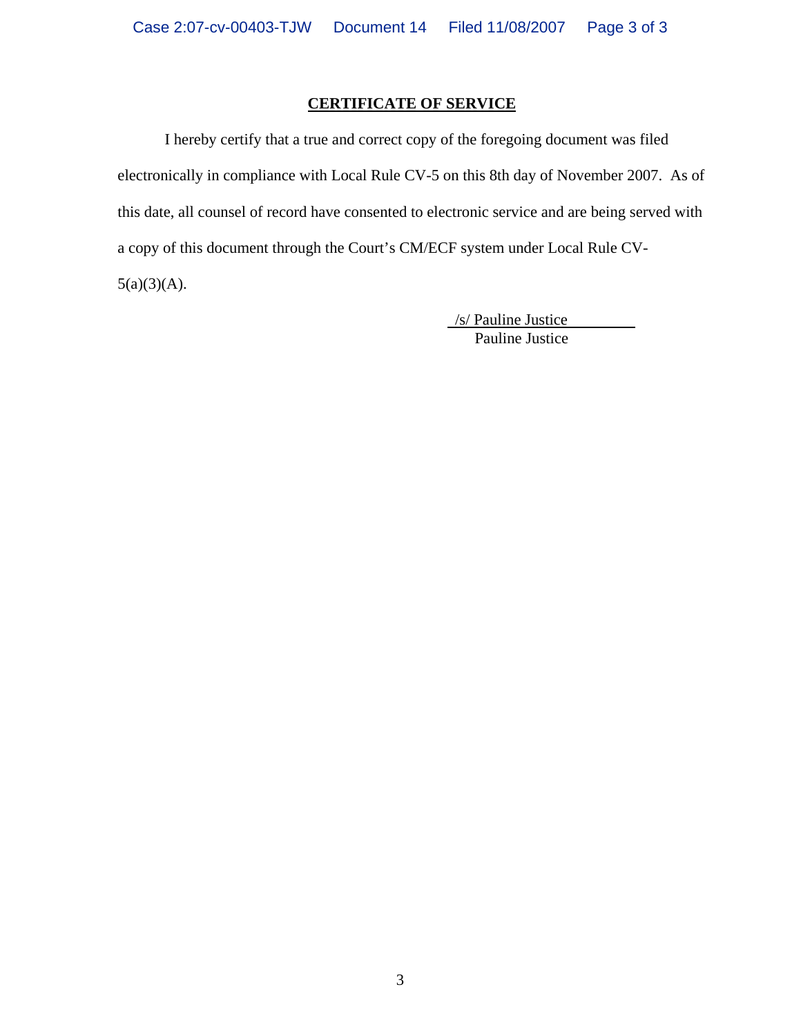## CERTIFICATE OF SERVICE

I hereby certify that a true and correct copy of the foregoing document was filed electronically in compliance with Local Rule CV-5 on this 8th day of November 2007. As of this date, all counsel of record have consented to electronic service and are being served with a copy of this document through the Court's CM/ECF system under Local Rule CV-5(a)(3)(A).

/s/ Pauline Justice
Pauline Justice